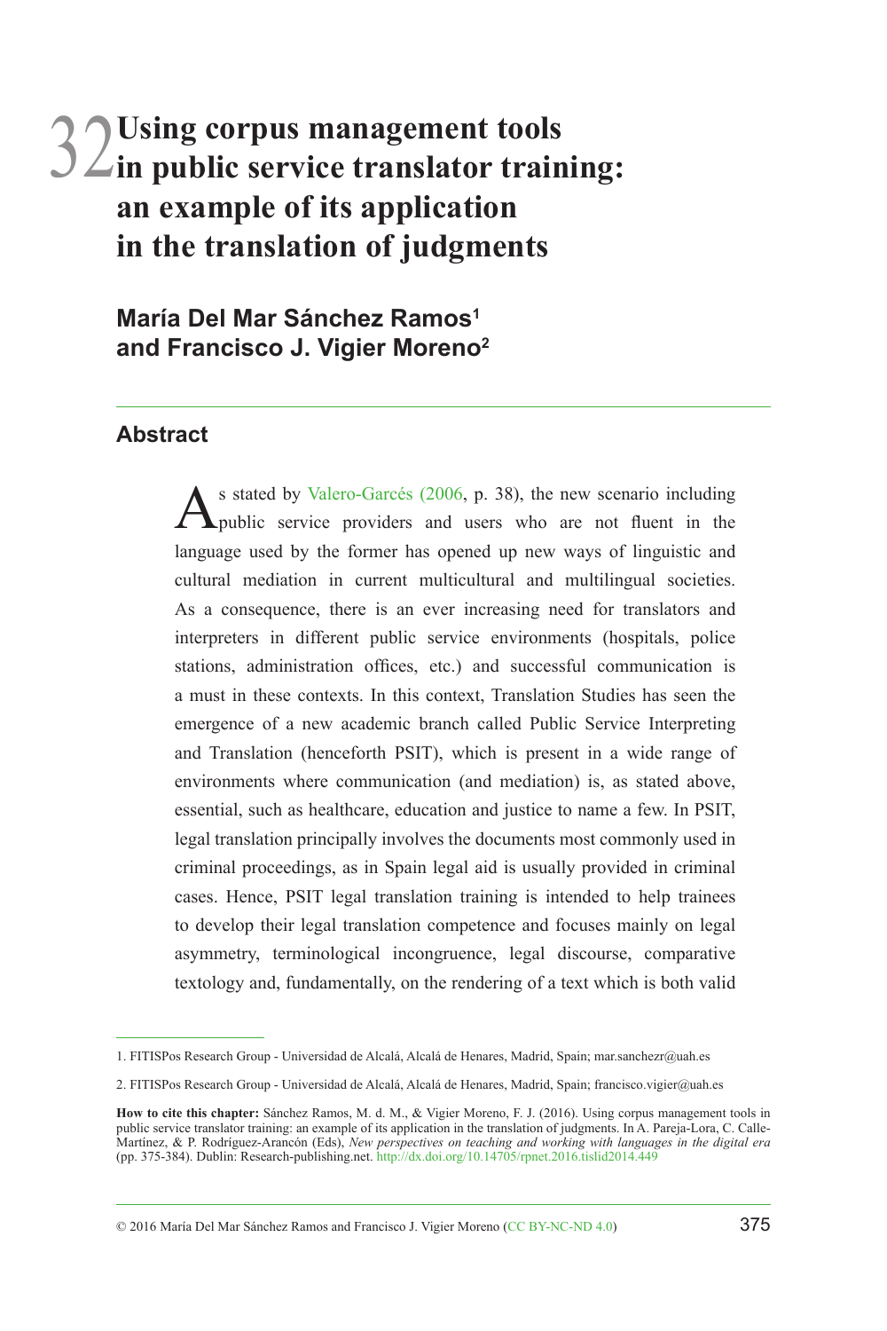# 32 Using corpus management tools in public service translator training: an example of its application in the translation of judgments

**María Del Mar Sánchez Ramos[1] and Francisco J. Vigier Moreno[2]**

## Abstract

As stated by Valero-Garcés (2006, p. 38), the new scenario including public service providers and users who are not fluent in the language used by the former has opened up new ways of linguistic and cultural mediation in current multicultural and multilingual societies. As a consequence, there is an ever increasing need for translators and interpreters in different public service environments (hospitals, police stations, administration offices, etc.) and successful communication is a must in these contexts. In this context, Translation Studies has seen the emergence of a new academic branch called Public Service Interpreting and Translation (henceforth PSIT), which is present in a wide range of environments where communication (and mediation) is, as stated above, essential, such as healthcare, education and justice to name a few. In PSIT, legal translation principally involves the documents most commonly used in criminal proceedings, as in Spain legal aid is usually provided in criminal cases. Hence, PSIT legal translation training is intended to help trainees to develop their legal translation competence and focuses mainly on legal asymmetry, terminological incongruence, legal discourse, comparative textology and, fundamentally, on the rendering of a text which is both valid

---

1. FITISPos Research Group - Universidad de Alcalá, Alcalá de Henares, Madrid, Spain; mar.sanchezr@uah.es

2. FITISPos Research Group - Universidad de Alcalá, Alcalá de Henares, Madrid, Spain; francisco.vigier@uah.es

**How to cite this chapter:** Sánchez Ramos, M. d. M., & Vigier Moreno, F. J. (2016). Using corpus management tools in public service translator training: an example of its application in the translation of judgments. In A. Pareja-Lora, C. Calle-Martínez, & P. Rodríguez-Arancón (Eds), *New perspectives on teaching and working with languages in the digital era* (pp. 375-384). Dublin: Research-publishing.net. http://dx.doi.org/10.14705/rpnet.2016.tislid2014.449

© 2016 María Del Mar Sánchez Ramos and Francisco J. Vigier Moreno (CC BY-NC-ND 4.0)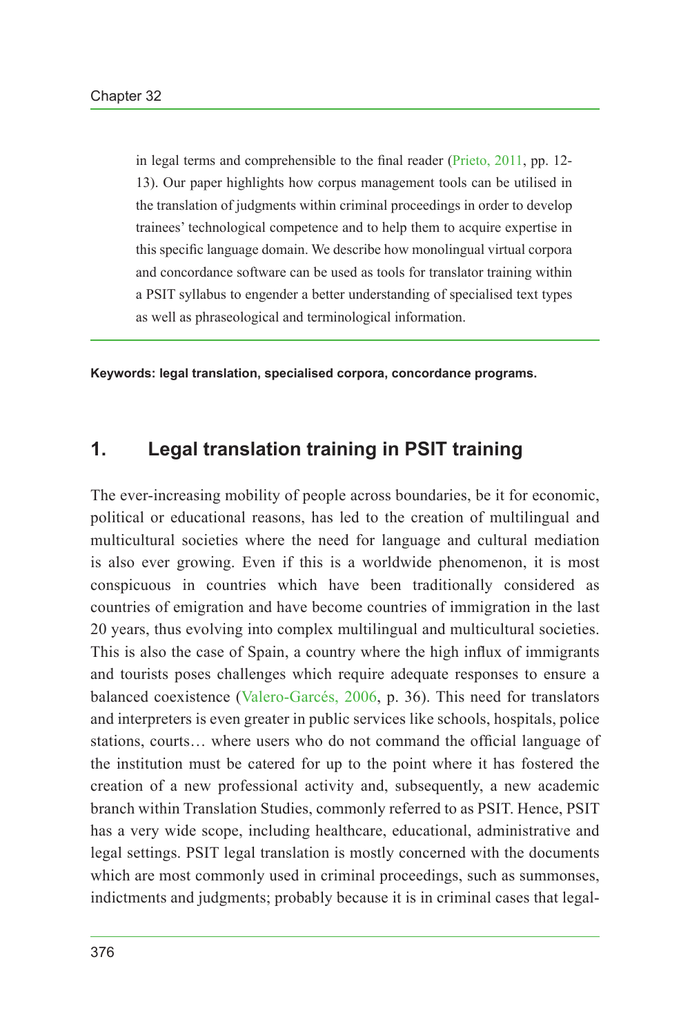in legal terms and comprehensible to the final reader (Prieto, 2011, pp. 12-13). Our paper highlights how corpus management tools can be utilised in the translation of judgments within criminal proceedings in order to develop trainees' technological competence and to help them to acquire expertise in this specific language domain. We describe how monolingual virtual corpora and concordance software can be used as tools for translator training within a PSIT syllabus to engender a better understanding of specialised text types as well as phraseological and terminological information.

**Keywords: legal translation, specialised corpora, concordance programs.**

## 1. Legal translation training in PSIT training

The ever-increasing mobility of people across boundaries, be it for economic, political or educational reasons, has led to the creation of multilingual and multicultural societies where the need for language and cultural mediation is also ever growing. Even if this is a worldwide phenomenon, it is most conspicuous in countries which have been traditionally considered as countries of emigration and have become countries of immigration in the last 20 years, thus evolving into complex multilingual and multicultural societies. This is also the case of Spain, a country where the high influx of immigrants and tourists poses challenges which require adequate responses to ensure a balanced coexistence (Valero-Garcés, 2006, p. 36). This need for translators and interpreters is even greater in public services like schools, hospitals, police stations, courts… where users who do not command the official language of the institution must be catered for up to the point where it has fostered the creation of a new professional activity and, subsequently, a new academic branch within Translation Studies, commonly referred to as PSIT. Hence, PSIT has a very wide scope, including healthcare, educational, administrative and legal settings. PSIT legal translation is mostly concerned with the documents which are most commonly used in criminal proceedings, such as summonses, indictments and judgments; probably because it is in criminal cases that legal-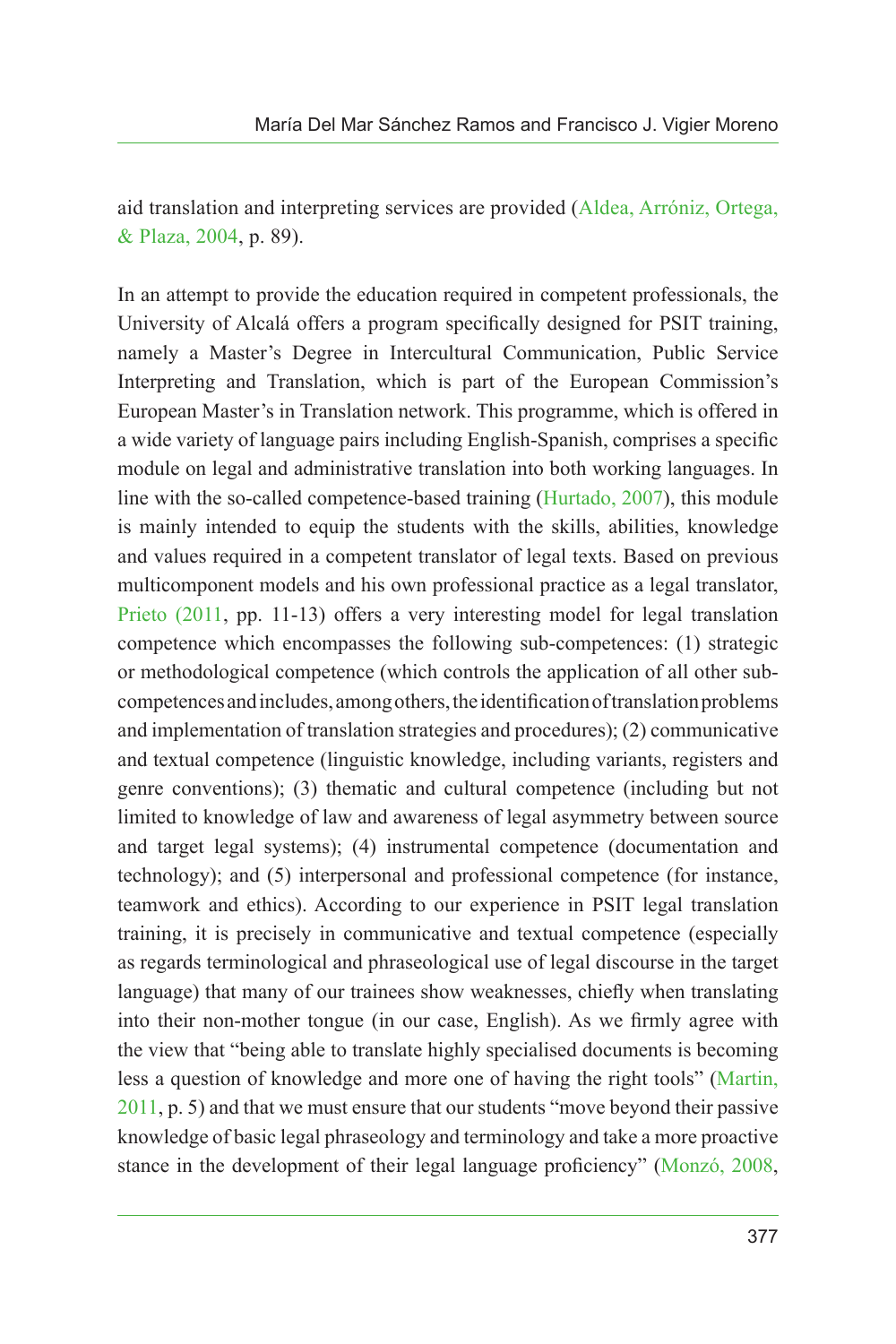aid translation and interpreting services are provided (Aldea, Arróniz, Ortega, & Plaza, 2004, p. 89).

In an attempt to provide the education required in competent professionals, the University of Alcalá offers a program specifically designed for PSIT training, namely a Master's Degree in Intercultural Communication, Public Service Interpreting and Translation, which is part of the European Commission's European Master's in Translation network. This programme, which is offered in a wide variety of language pairs including English-Spanish, comprises a specific module on legal and administrative translation into both working languages. In line with the so-called competence-based training (Hurtado, 2007), this module is mainly intended to equip the students with the skills, abilities, knowledge and values required in a competent translator of legal texts. Based on previous multicomponent models and his own professional practice as a legal translator, Prieto (2011, pp. 11-13) offers a very interesting model for legal translation competence which encompasses the following sub-competences: (1) strategic or methodological competence (which controls the application of all other sub-competences and includes, among others, the identification of translation problems and implementation of translation strategies and procedures); (2) communicative and textual competence (linguistic knowledge, including variants, registers and genre conventions); (3) thematic and cultural competence (including but not limited to knowledge of law and awareness of legal asymmetry between source and target legal systems); (4) instrumental competence (documentation and technology); and (5) interpersonal and professional competence (for instance, teamwork and ethics). According to our experience in PSIT legal translation training, it is precisely in communicative and textual competence (especially as regards terminological and phraseological use of legal discourse in the target language) that many of our trainees show weaknesses, chiefly when translating into their non-mother tongue (in our case, English). As we firmly agree with the view that "being able to translate highly specialised documents is becoming less a question of knowledge and more one of having the right tools" (Martin, 2011, p. 5) and that we must ensure that our students "move beyond their passive knowledge of basic legal phraseology and terminology and take a more proactive stance in the development of their legal language proficiency" (Monzó, 2008,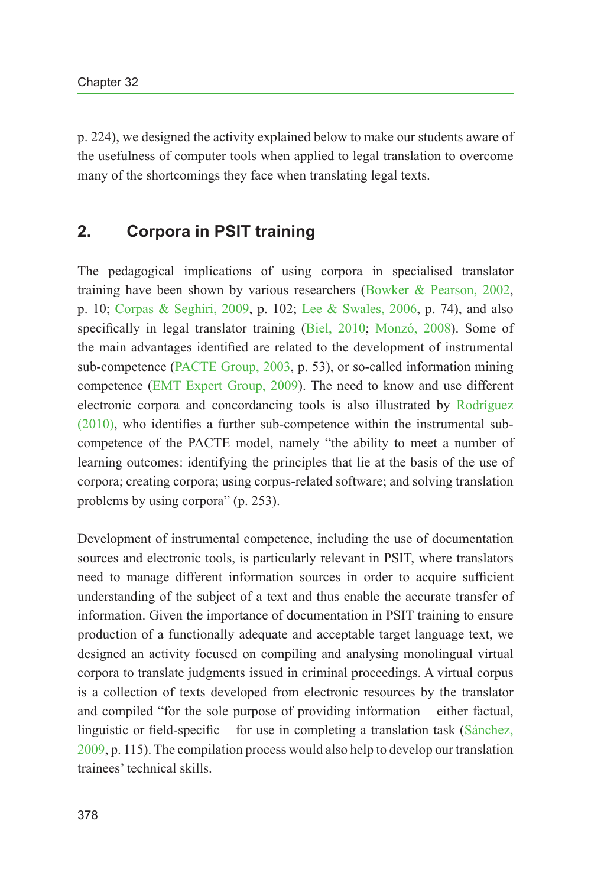p. 224), we designed the activity explained below to make our students aware of the usefulness of computer tools when applied to legal translation to overcome many of the shortcomings they face when translating legal texts.

## 2. Corpora in PSIT training

The pedagogical implications of using corpora in specialised translator training have been shown by various researchers (Bowker & Pearson, 2002, p. 10; Corpas & Seghiri, 2009, p. 102; Lee & Swales, 2006, p. 74), and also specifically in legal translator training (Biel, 2010; Monzó, 2008). Some of the main advantages identified are related to the development of instrumental sub-competence (PACTE Group, 2003, p. 53), or so-called information mining competence (EMT Expert Group, 2009). The need to know and use different electronic corpora and concordancing tools is also illustrated by Rodríguez (2010), who identifies a further sub-competence within the instrumental sub-competence of the PACTE model, namely "the ability to meet a number of learning outcomes: identifying the principles that lie at the basis of the use of corpora; creating corpora; using corpus-related software; and solving translation problems by using corpora" (p. 253).

Development of instrumental competence, including the use of documentation sources and electronic tools, is particularly relevant in PSIT, where translators need to manage different information sources in order to acquire sufficient understanding of the subject of a text and thus enable the accurate transfer of information. Given the importance of documentation in PSIT training to ensure production of a functionally adequate and acceptable target language text, we designed an activity focused on compiling and analysing monolingual virtual corpora to translate judgments issued in criminal proceedings. A virtual corpus is a collection of texts developed from electronic resources by the translator and compiled "for the sole purpose of providing information – either factual, linguistic or field-specific – for use in completing a translation task (Sánchez, 2009, p. 115). The compilation process would also help to develop our translation trainees' technical skills.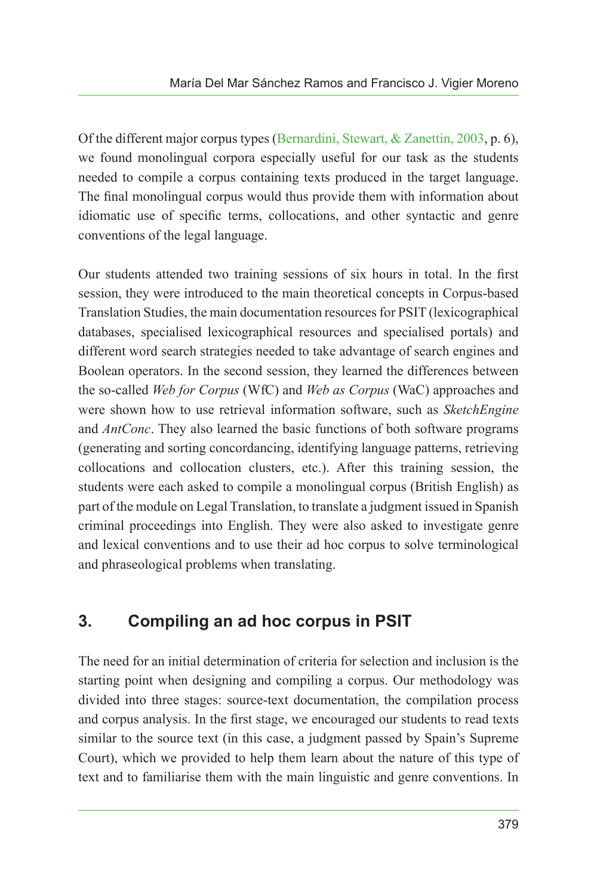Of the different major corpus types (Bernardini, Stewart, & Zanettin, 2003, p. 6), we found monolingual corpora especially useful for our task as the students needed to compile a corpus containing texts produced in the target language. The final monolingual corpus would thus provide them with information about idiomatic use of specific terms, collocations, and other syntactic and genre conventions of the legal language.

Our students attended two training sessions of six hours in total. In the first session, they were introduced to the main theoretical concepts in Corpus-based Translation Studies, the main documentation resources for PSIT (lexicographical databases, specialised lexicographical resources and specialised portals) and different word search strategies needed to take advantage of search engines and Boolean operators. In the second session, they learned the differences between the so-called *Web for Corpus* (WfC) and *Web as Corpus* (WaC) approaches and were shown how to use retrieval information software, such as *SketchEngine* and *AntConc*. They also learned the basic functions of both software programs (generating and sorting concordancing, identifying language patterns, retrieving collocations and collocation clusters, etc.). After this training session, the students were each asked to compile a monolingual corpus (British English) as part of the module on Legal Translation, to translate a judgment issued in Spanish criminal proceedings into English. They were also asked to investigate genre and lexical conventions and to use their ad hoc corpus to solve terminological and phraseological problems when translating.

## 3. Compiling an ad hoc corpus in PSIT

The need for an initial determination of criteria for selection and inclusion is the starting point when designing and compiling a corpus. Our methodology was divided into three stages: source-text documentation, the compilation process and corpus analysis. In the first stage, we encouraged our students to read texts similar to the source text (in this case, a judgment passed by Spain's Supreme Court), which we provided to help them learn about the nature of this type of text and to familiarise them with the main linguistic and genre conventions. In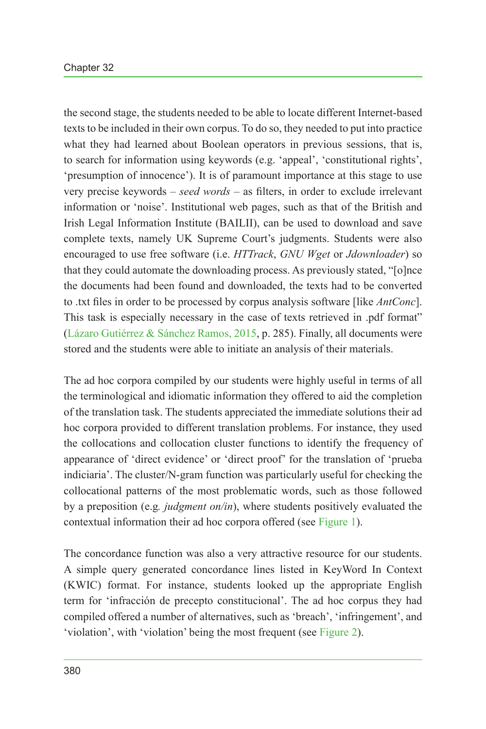the second stage, the students needed to be able to locate different Internet-based texts to be included in their own corpus. To do so, they needed to put into practice what they had learned about Boolean operators in previous sessions, that is, to search for information using keywords (e.g. 'appeal', 'constitutional rights', 'presumption of innocence'). It is of paramount importance at this stage to use very precise keywords – *seed words* – as filters, in order to exclude irrelevant information or 'noise'. Institutional web pages, such as that of the British and Irish Legal Information Institute (BAILII), can be used to download and save complete texts, namely UK Supreme Court's judgments. Students were also encouraged to use free software (i.e. *HTTrack*, *GNU Wget* or *Jdownloader*) so that they could automate the downloading process. As previously stated, "[o]nce the documents had been found and downloaded, the texts had to be converted to .txt files in order to be processed by corpus analysis software [like *AntConc*]. This task is especially necessary in the case of texts retrieved in .pdf format" (Lázaro Gutiérrez & Sánchez Ramos, 2015, p. 285). Finally, all documents were stored and the students were able to initiate an analysis of their materials.

The ad hoc corpora compiled by our students were highly useful in terms of all the terminological and idiomatic information they offered to aid the completion of the translation task. The students appreciated the immediate solutions their ad hoc corpora provided to different translation problems. For instance, they used the collocations and collocation cluster functions to identify the frequency of appearance of 'direct evidence' or 'direct proof' for the translation of 'prueba indiciaria'. The cluster/N-gram function was particularly useful for checking the collocational patterns of the most problematic words, such as those followed by a preposition (e.g. *judgment on/in*), where students positively evaluated the contextual information their ad hoc corpora offered (see Figure 1).

The concordance function was also a very attractive resource for our students. A simple query generated concordance lines listed in KeyWord In Context (KWIC) format. For instance, students looked up the appropriate English term for 'infracción de precepto constitucional'. The ad hoc corpus they had compiled offered a number of alternatives, such as 'breach', 'infringement', and 'violation', with 'violation' being the most frequent (see Figure 2).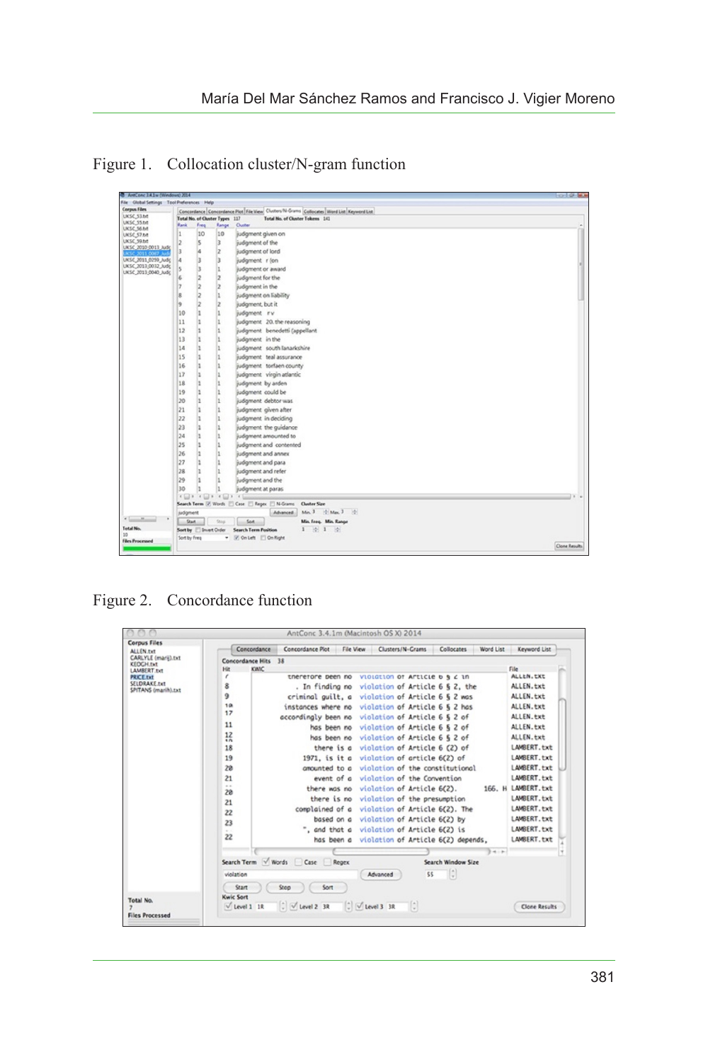Figure 1. Collocation cluster/N-gram function

Figure 2. Concordance function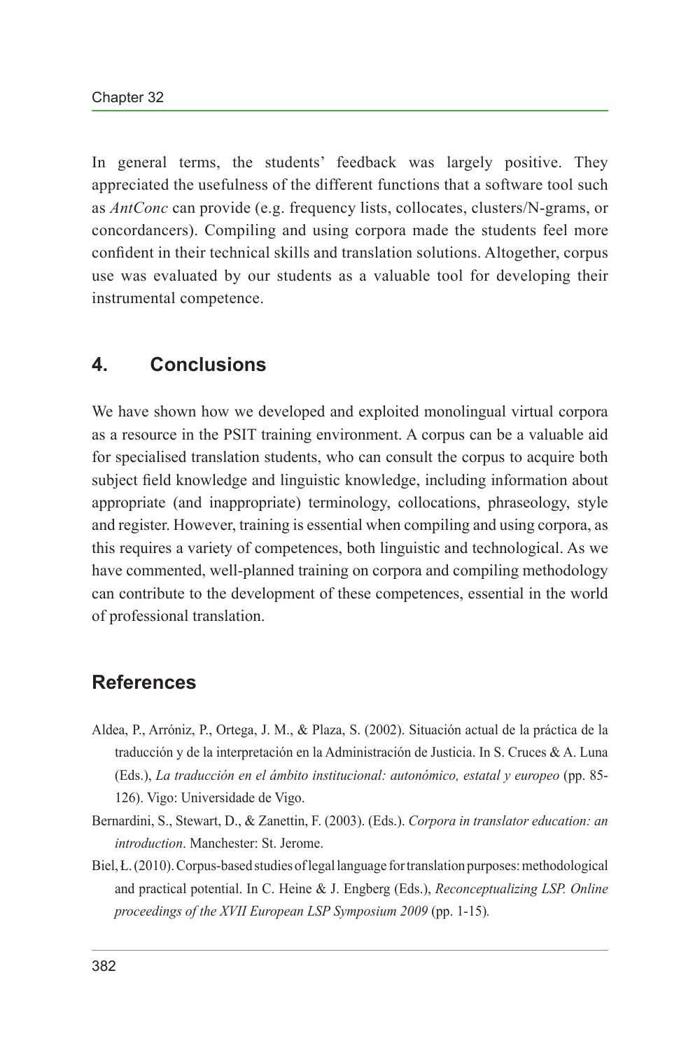In general terms, the students' feedback was largely positive. They appreciated the usefulness of the different functions that a software tool such as *AntConc* can provide (e.g. frequency lists, collocates, clusters/N-grams, or concordancers). Compiling and using corpora made the students feel more confident in their technical skills and translation solutions. Altogether, corpus use was evaluated by our students as a valuable tool for developing their instrumental competence.

## 4. Conclusions

We have shown how we developed and exploited monolingual virtual corpora as a resource in the PSIT training environment. A corpus can be a valuable aid for specialised translation students, who can consult the corpus to acquire both subject field knowledge and linguistic knowledge, including information about appropriate (and inappropriate) terminology, collocations, phraseology, style and register. However, training is essential when compiling and using corpora, as this requires a variety of competences, both linguistic and technological. As we have commented, well-planned training on corpora and compiling methodology can contribute to the development of these competences, essential in the world of professional translation.

## References

Aldea, P., Arróniz, P., Ortega, J. M., & Plaza, S. (2002). Situación actual de la práctica de la traducción y de la interpretación en la Administración de Justicia. In S. Cruces & A. Luna (Eds.), *La traducción en el ámbito institucional: autonómico, estatal y europeo* (pp. 85-126). Vigo: Universidade de Vigo.

Bernardini, S., Stewart, D., & Zanettin, F. (2003). (Eds.). *Corpora in translator education: an introduction*. Manchester: St. Jerome.

Biel, Ł. (2010). Corpus-based studies of legal language for translation purposes: methodological and practical potential. In C. Heine & J. Engberg (Eds.), *Reconceptualizing LSP. Online proceedings of the XVII European LSP Symposium 2009* (pp. 1-15).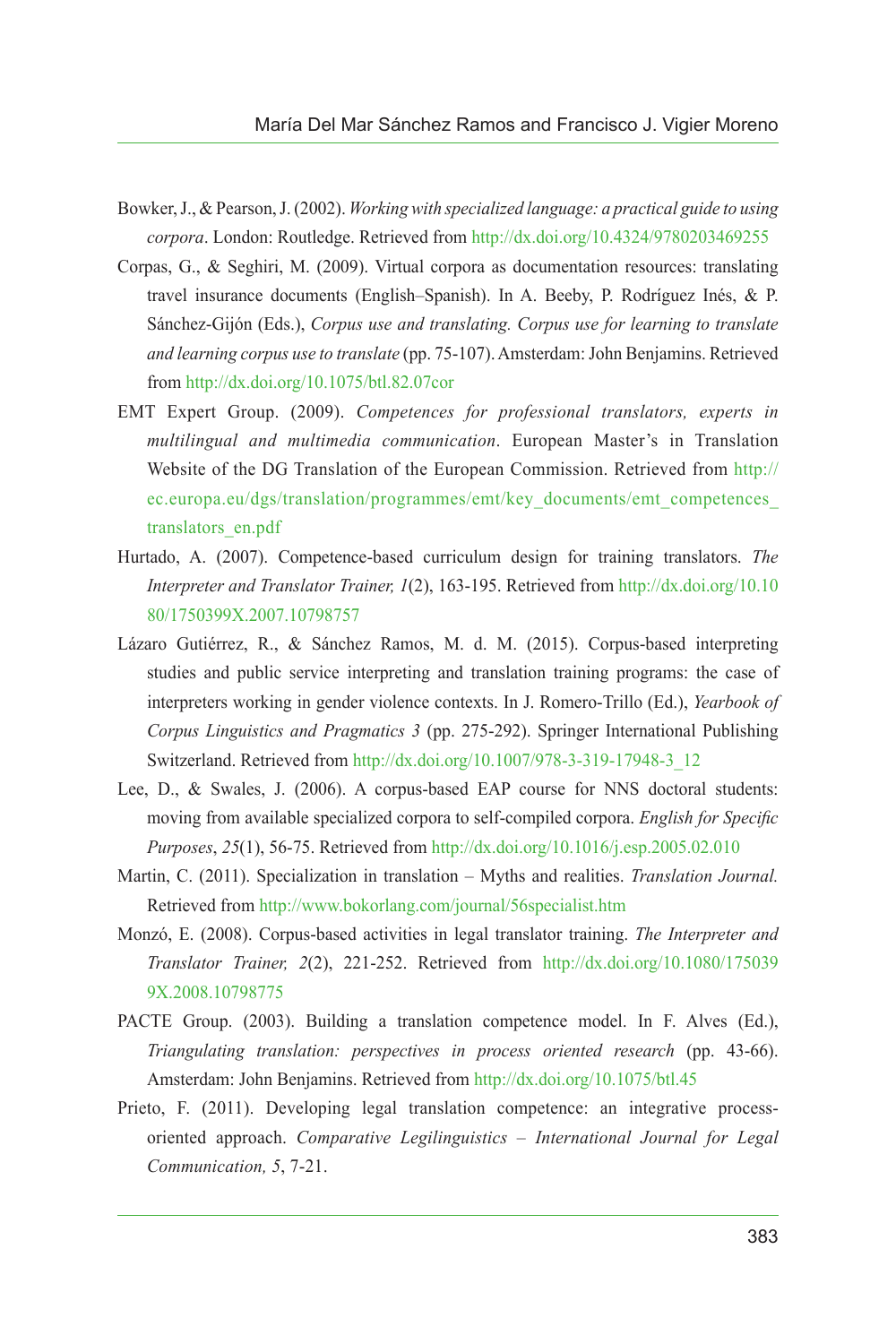Bowker, J., & Pearson, J. (2002). *Working with specialized language: a practical guide to using corpora*. London: Routledge. Retrieved from http://dx.doi.org/10.4324/9780203469255

Corpas, G., & Seghiri, M. (2009). Virtual corpora as documentation resources: translating travel insurance documents (English–Spanish). In A. Beeby, P. Rodríguez Inés, & P. Sánchez-Gijón (Eds.), *Corpus use and translating. Corpus use for learning to translate and learning corpus use to translate* (pp. 75-107). Amsterdam: John Benjamins. Retrieved from http://dx.doi.org/10.1075/btl.82.07cor

EMT Expert Group. (2009). *Competences for professional translators, experts in multilingual and multimedia communication*. European Master's in Translation Website of the DG Translation of the European Commission. Retrieved from http://ec.europa.eu/dgs/translation/programmes/emt/key_documents/emt_competences_translators_en.pdf

Hurtado, A. (2007). Competence-based curriculum design for training translators. *The Interpreter and Translator Trainer, 1*(2), 163-195. Retrieved from http://dx.doi.org/10.1080/1750399X.2007.10798757

Lázaro Gutiérrez, R., & Sánchez Ramos, M. d. M. (2015). Corpus-based interpreting studies and public service interpreting and translation training programs: the case of interpreters working in gender violence contexts. In J. Romero-Trillo (Ed.), *Yearbook of Corpus Linguistics and Pragmatics 3* (pp. 275-292). Springer International Publishing Switzerland. Retrieved from http://dx.doi.org/10.1007/978-3-319-17948-3_12

Lee, D., & Swales, J. (2006). A corpus-based EAP course for NNS doctoral students: moving from available specialized corpora to self-compiled corpora. *English for Specific Purposes*, *25*(1), 56-75. Retrieved from http://dx.doi.org/10.1016/j.esp.2005.02.010

Martin, C. (2011). Specialization in translation – Myths and realities. *Translation Journal.* Retrieved from http://www.bokorlang.com/journal/56specialist.htm

Monzó, E. (2008). Corpus-based activities in legal translator training. *The Interpreter and Translator Trainer, 2*(2), 221-252. Retrieved from http://dx.doi.org/10.1080/1750399X.2008.10798775

PACTE Group. (2003). Building a translation competence model. In F. Alves (Ed.), *Triangulating translation: perspectives in process oriented research* (pp. 43-66). Amsterdam: John Benjamins. Retrieved from http://dx.doi.org/10.1075/btl.45

Prieto, F. (2011). Developing legal translation competence: an integrative process-oriented approach. *Comparative Legilinguistics – International Journal for Legal Communication, 5*, 7-21.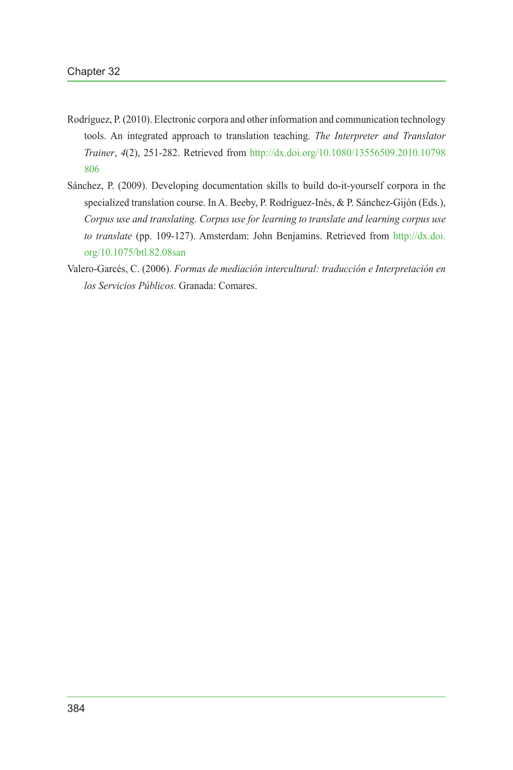Rodríguez, P. (2010). Electronic corpora and other information and communication technology tools. An integrated approach to translation teaching. *The Interpreter and Translator Trainer*, *4*(2), 251-282. Retrieved from http://dx.doi.org/10.1080/13556509.2010.10798806

Sánchez, P. (2009). Developing documentation skills to build do-it-yourself corpora in the specialized translation course. In A. Beeby, P. Rodríguez-Inés, & P. Sánchez-Gijón (Eds.), *Corpus use and translating. Corpus use for learning to translate and learning corpus use to translate* (pp. 109-127). Amsterdam: John Benjamins. Retrieved from http://dx.doi.org/10.1075/btl.82.08san

Valero-Garcés, C. (2006). *Formas de mediación intercultural: traducción e Interpretación en los Servicios Públicos.* Granada: Comares.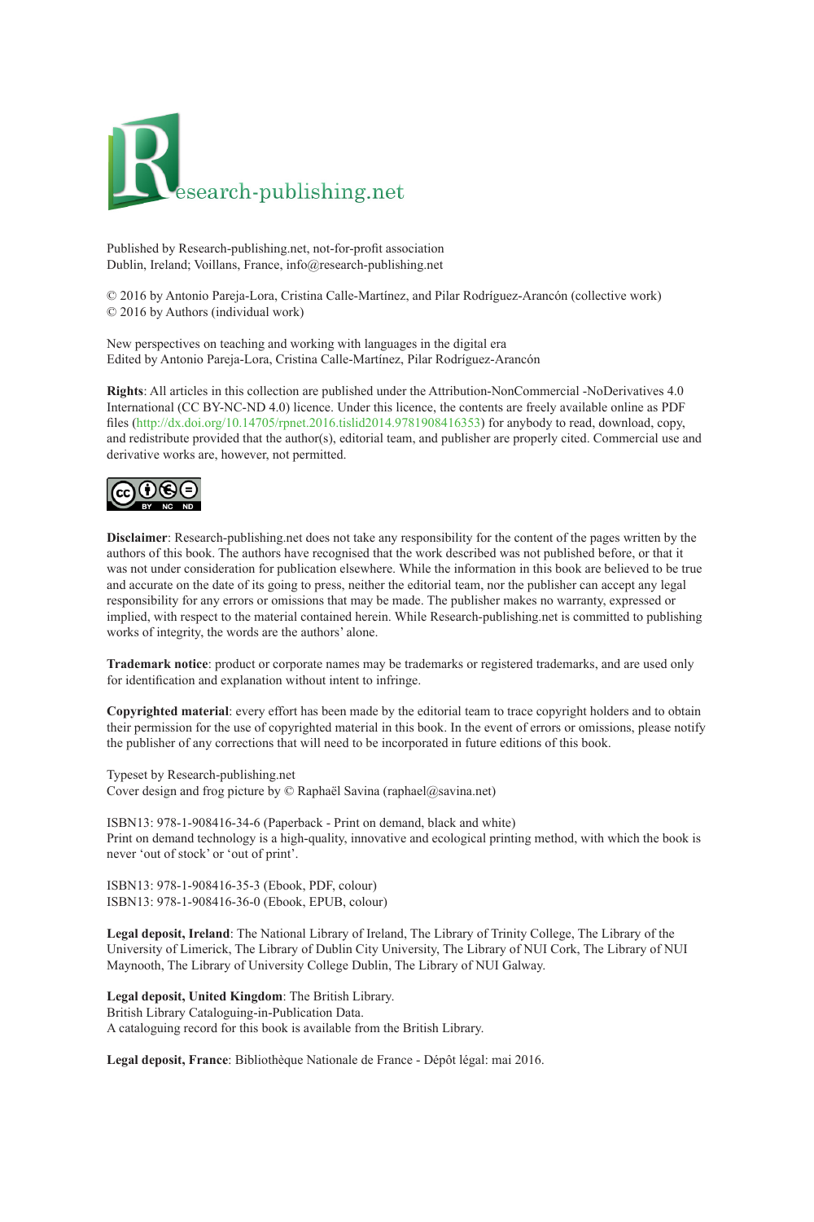Research-publishing.net

Published by Research-publishing.net, not-for-profit association
Dublin, Ireland; Voillans, France, info@research-publishing.net

© 2016 by Antonio Pareja-Lora, Cristina Calle-Martínez, and Pilar Rodríguez-Arancón (collective work)
© 2016 by Authors (individual work)

New perspectives on teaching and working with languages in the digital era
Edited by Antonio Pareja-Lora, Cristina Calle-Martínez, Pilar Rodríguez-Arancón

**Rights**: All articles in this collection are published under the Attribution-NonCommercial -NoDerivatives 4.0 International (CC BY-NC-ND 4.0) licence. Under this licence, the contents are freely available online as PDF files (http://dx.doi.org/10.14705/rpnet.2016.tislid2014.9781908416353) for anybody to read, download, copy, and redistribute provided that the author(s), editorial team, and publisher are properly cited. Commercial use and derivative works are, however, not permitted.

**Disclaimer**: Research-publishing.net does not take any responsibility for the content of the pages written by the authors of this book. The authors have recognised that the work described was not published before, or that it was not under consideration for publication elsewhere. While the information in this book are believed to be true and accurate on the date of its going to press, neither the editorial team, nor the publisher can accept any legal responsibility for any errors or omissions that may be made. The publisher makes no warranty, expressed or implied, with respect to the material contained herein. While Research-publishing.net is committed to publishing works of integrity, the words are the authors' alone.

**Trademark notice**: product or corporate names may be trademarks or registered trademarks, and are used only for identification and explanation without intent to infringe.

**Copyrighted material**: every effort has been made by the editorial team to trace copyright holders and to obtain their permission for the use of copyrighted material in this book. In the event of errors or omissions, please notify the publisher of any corrections that will need to be incorporated in future editions of this book.

Typeset by Research-publishing.net
Cover design and frog picture by © Raphaël Savina (raphael@savina.net)

ISBN13: 978-1-908416-34-6 (Paperback - Print on demand, black and white)
Print on demand technology is a high-quality, innovative and ecological printing method, with which the book is never 'out of stock' or 'out of print'.

ISBN13: 978-1-908416-35-3 (Ebook, PDF, colour)
ISBN13: 978-1-908416-36-0 (Ebook, EPUB, colour)

**Legal deposit, Ireland**: The National Library of Ireland, The Library of Trinity College, The Library of the University of Limerick, The Library of Dublin City University, The Library of NUI Cork, The Library of NUI Maynooth, The Library of University College Dublin, The Library of NUI Galway.

**Legal deposit, United Kingdom**: The British Library.
British Library Cataloguing-in-Publication Data.
A cataloguing record for this book is available from the British Library.

**Legal deposit, France**: Bibliothèque Nationale de France - Dépôt légal: mai 2016.